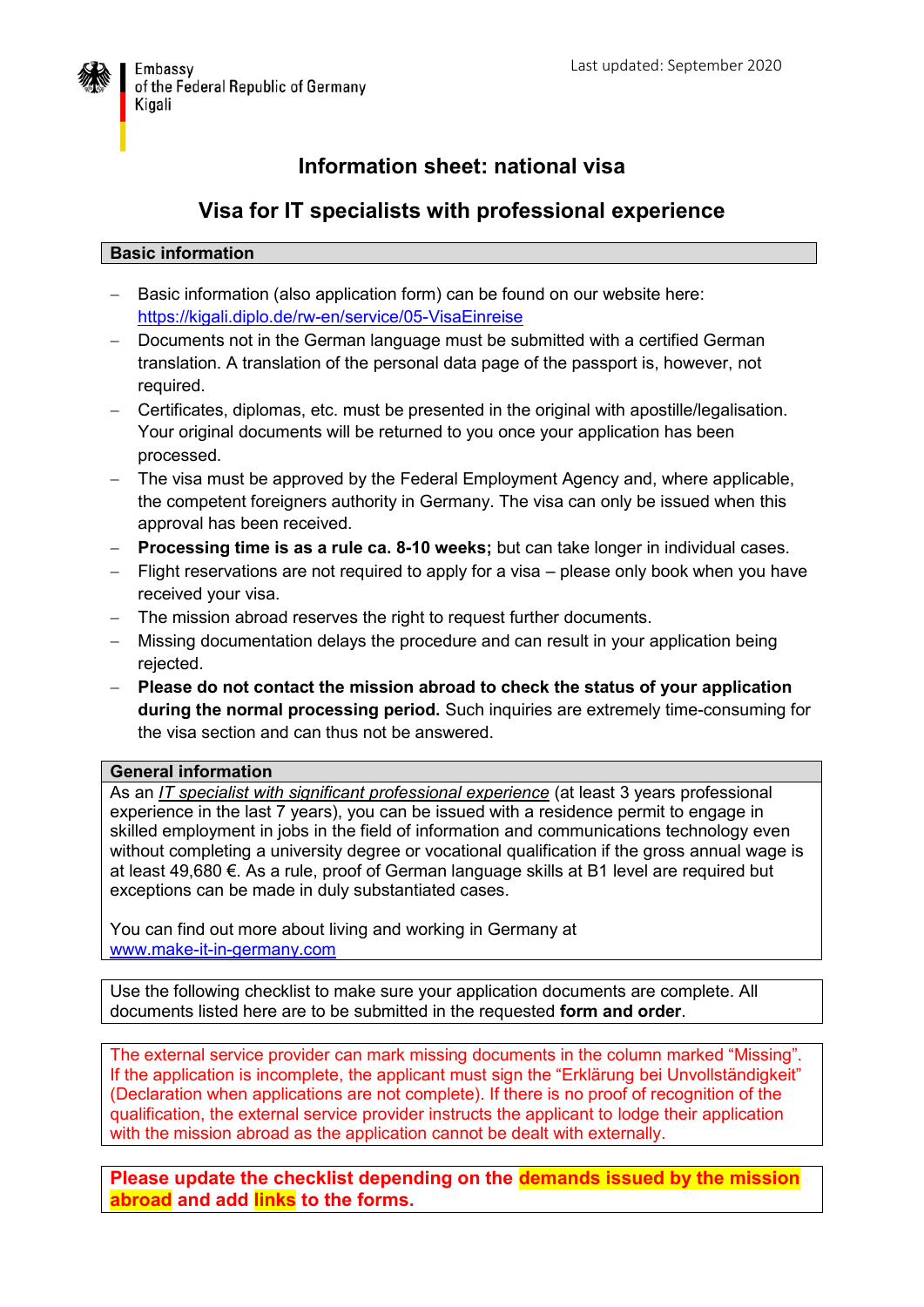Embassy
of the Federal Republic of Germany
Kigali

Last updated: September 2020

# Information sheet: national visa

## Visa for IT specialists with professional experience

### Basic information

- Basic information (also application form) can be found on our website here: https://kigali.diplo.de/rw-en/service/05-VisaEinreise
- Documents not in the German language must be submitted with a certified German translation. A translation of the personal data page of the passport is, however, not required.
- Certificates, diplomas, etc. must be presented in the original with apostille/legalisation. Your original documents will be returned to you once your application has been processed.
- The visa must be approved by the Federal Employment Agency and, where applicable, the competent foreigners authority in Germany. The visa can only be issued when this approval has been received.
- **Processing time is as a rule ca. 8-10 weeks;** but can take longer in individual cases.
- Flight reservations are not required to apply for a visa – please only book when you have received your visa.
- The mission abroad reserves the right to request further documents.
- Missing documentation delays the procedure and can result in your application being rejected.
- **Please do not contact the mission abroad to check the status of your application during the normal processing period.** Such inquiries are extremely time-consuming for the visa section and can thus not be answered.

### General information

As an *IT specialist with significant professional experience* (at least 3 years professional experience in the last 7 years), you can be issued with a residence permit to engage in skilled employment in jobs in the field of information and communications technology even without completing a university degree or vocational qualification if the gross annual wage is at least 49,680 €. As a rule, proof of German language skills at B1 level are required but exceptions can be made in duly substantiated cases.

You can find out more about living and working in Germany at www.make-it-in-germany.com

Use the following checklist to make sure your application documents are complete. All documents listed here are to be submitted in the requested **form and order**.

The external service provider can mark missing documents in the column marked "Missing". If the application is incomplete, the applicant must sign the "Erklärung bei Unvollständigkeit" (Declaration when applications are not complete). If there is no proof of recognition of the qualification, the external service provider instructs the applicant to lodge their application with the mission abroad as the application cannot be dealt with externally.

**Please update the checklist depending on the demands issued by the mission abroad and add links to the forms.**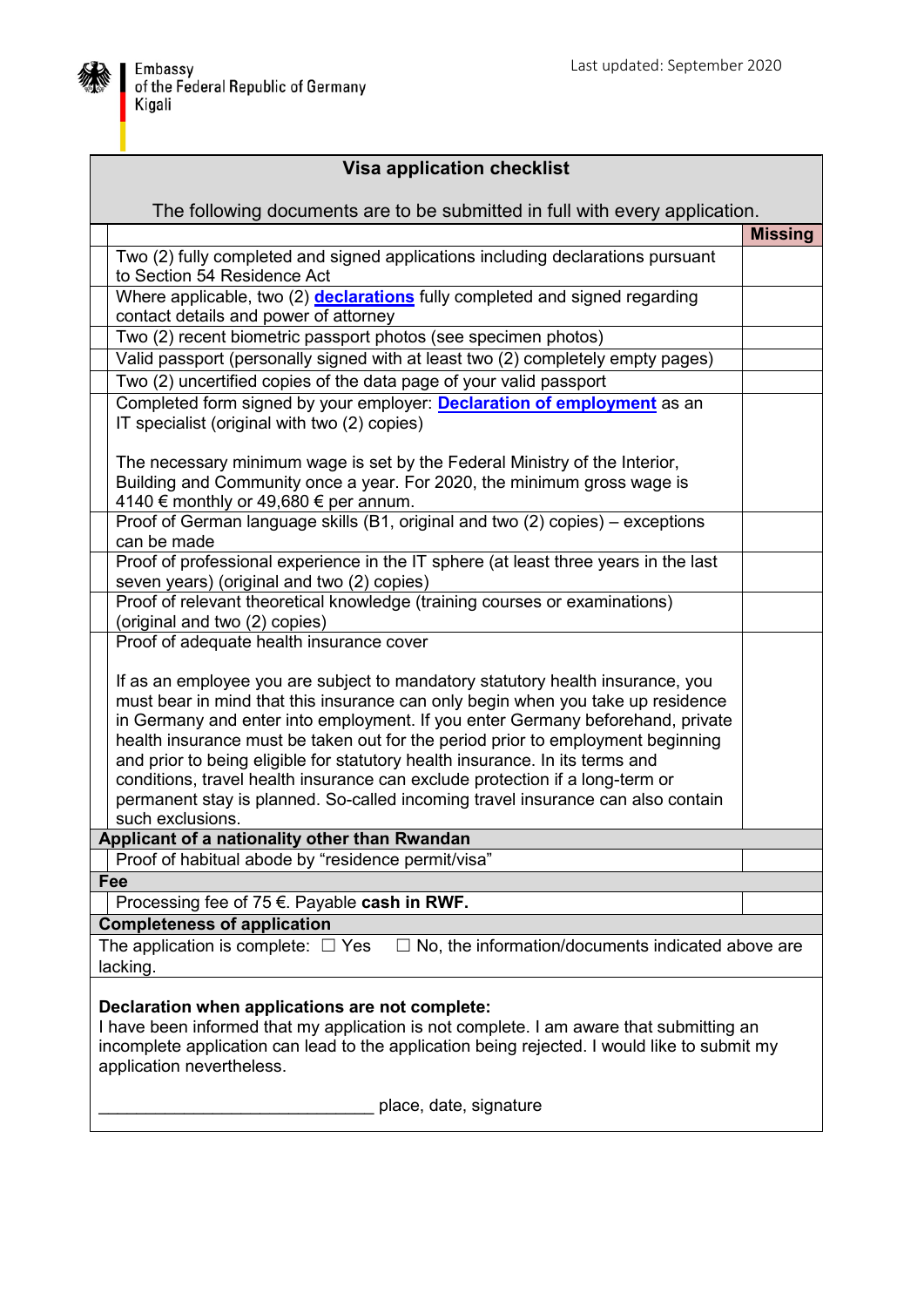Embassy
of the Federal Republic of Germany
Kigali

Last updated: September 2020

## Visa application checklist

The following documents are to be submitted in full with every application.

| | | Missing |
|---|---|---|
| | Two (2) fully completed and signed applications including declarations pursuant to Section 54 Residence Act | |
| | Where applicable, two (2) **declarations** fully completed and signed regarding contact details and power of attorney | |
| | Two (2) recent biometric passport photos (see specimen photos) | |
| | Valid passport (personally signed with at least two (2) completely empty pages) | |
| | Two (2) uncertified copies of the data page of your valid passport | |
| | Completed form signed by your employer: **Declaration of employment** as an IT specialist (original with two (2) copies)<br><br>The necessary minimum wage is set by the Federal Ministry of the Interior, Building and Community once a year. For 2020, the minimum gross wage is 4140 € monthly or 49,680 € per annum. | |
| | Proof of German language skills (B1, original and two (2) copies) – exceptions can be made | |
| | Proof of professional experience in the IT sphere (at least three years in the last seven years) (original and two (2) copies) | |
| | Proof of relevant theoretical knowledge (training courses or examinations) (original and two (2) copies) | |
| | Proof of adequate health insurance cover<br><br>If as an employee you are subject to mandatory statutory health insurance, you must bear in mind that this insurance can only begin when you take up residence in Germany and enter into employment. If you enter Germany beforehand, private health insurance must be taken out for the period prior to employment beginning and prior to being eligible for statutory health insurance. In its terms and conditions, travel health insurance can exclude protection if a long-term or permanent stay is planned. So-called incoming travel insurance can also contain such exclusions. | |
| **Applicant of a nationality other than Rwandan** | | |
| | Proof of habitual abode by "residence permit/visa" | |
| **Fee** | | |
| | Processing fee of 75 €. Payable **cash in RWF.** | |
| **Completeness of application** | | |

The application is complete: ☐ Yes ☐ No, the information/documents indicated above are lacking.

**Declaration when applications are not complete:**
I have been informed that my application is not complete. I am aware that submitting an incomplete application can lead to the application being rejected. I would like to submit my application nevertheless.

______________________________ place, date, signature